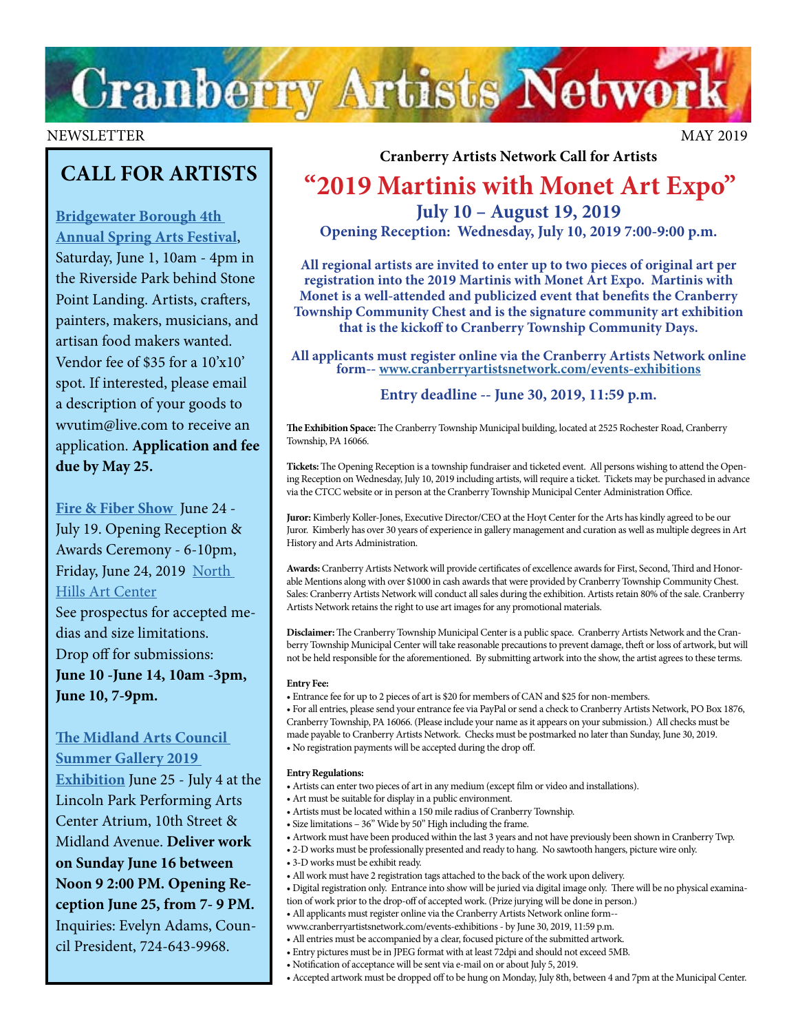# Cranberry Artists Network

NEWSLETTER MAY 2019

## CALL FOR ARTISTS

**Bridgewater Borough 4th Annual Spring Arts Festival**, Saturday, June 1, 10am - 4pm in the Riverside Park behind Stone Point Landing. Artists, crafters, painters, makers, musicians, and artisan food makers wanted. Vendor fee of $35 for a 10'x10' spot. If interested, please email a description of your goods to wvutim@live.com to receive an application. **Application and fee due by May 25.**

**Fire & Fiber Show** June 24 - July 19. Opening Reception & Awards Ceremony - 6-10pm, Friday, June 24, 2019 North Hills Art Center

See prospectus for accepted medias and size limitations.

Drop off for submissions: **June 10 -June 14, 10am -3pm, June 10, 7-9pm.**

**The Midland Arts Council Summer Gallery 2019 Exhibition** June 25 - July 4 at the Lincoln Park Performing Arts Center Atrium, 10th Street & Midland Avenue. **Deliver work on Sunday June 16 between Noon 9 2:00 PM. Opening Reception June 25, from 7- 9 PM.** Inquiries: Evelyn Adams, Council President, 724-643-9968.

**Cranberry Artists Network Call for Artists**

## "2019 Martinis with Monet Art Expo"

### July 10 – August 19, 2019

**Opening Reception: Wednesday, July 10, 2019 7:00-9:00 p.m.**

**All regional artists are invited to enter up to two pieces of original art per registration into the 2019 Martinis with Monet Art Expo. Martinis with Monet is a well-attended and publicized event that benefits the Cranberry Township Community Chest and is the signature community art exhibition that is the kickoff to Cranberry Township Community Days.**

**All applicants must register online via the Cranberry Artists Network online form-- www.cranberryartistsnetwork.com/events-exhibitions**

**Entry deadline -- June 30, 2019, 11:59 p.m.**

**The Exhibition Space:** The Cranberry Township Municipal building, located at 2525 Rochester Road, Cranberry Township, PA 16066.

**Tickets:** The Opening Reception is a township fundraiser and ticketed event. All persons wishing to attend the Opening Reception on Wednesday, July 10, 2019 including artists, will require a ticket. Tickets may be purchased in advance via the CTCC website or in person at the Cranberry Township Municipal Center Administration Office.

**Juror:** Kimberly Koller-Jones, Executive Director/CEO at the Hoyt Center for the Arts has kindly agreed to be our Juror. Kimberly has over 30 years of experience in gallery management and curation as well as multiple degrees in Art History and Arts Administration.

**Awards:** Cranberry Artists Network will provide certificates of excellence awards for First, Second, Third and Honorable Mentions along with over $1000 in cash awards that were provided by Cranberry Township Community Chest. Sales: Cranberry Artists Network will conduct all sales during the exhibition. Artists retain 80% of the sale. Cranberry Artists Network retains the right to use art images for any promotional materials.

**Disclaimer:** The Cranberry Township Municipal Center is a public space. Cranberry Artists Network and the Cranberry Township Municipal Center will take reasonable precautions to prevent damage, theft or loss of artwork, but will not be held responsible for the aforementioned. By submitting artwork into the show, the artist agrees to these terms.

**Entry Fee:**

- Entrance fee for up to 2 pieces of art is $20 for members of CAN and $25 for non-members.
- For all entries, please send your entrance fee via PayPal or send a check to Cranberry Artists Network, PO Box 1876, Cranberry Township, PA 16066. (Please include your name as it appears on your submission.) All checks must be made payable to Cranberry Artists Network. Checks must be postmarked no later than Sunday, June 30, 2019.
- No registration payments will be accepted during the drop off.

**Entry Regulations:**

- Artists can enter two pieces of art in any medium (except film or video and installations).
- Art must be suitable for display in a public environment.
- Artists must be located within a 150 mile radius of Cranberry Township.
- Size limitations – 36" Wide by 50" High including the frame.
- Artwork must have been produced within the last 3 years and not have previously been shown in Cranberry Twp.
- 2-D works must be professionally presented and ready to hang. No sawtooth hangers, picture wire only.
- 3-D works must be exhibit ready.
- All work must have 2 registration tags attached to the back of the work upon delivery.
- Digital registration only. Entrance into show will be juried via digital image only. There will be no physical examination of work prior to the drop-off of accepted work. (Prize jurying will be done in person.)
- All applicants must register online via the Cranberry Artists Network online form-- www.cranberryartistsnetwork.com/events-exhibitions - by June 30, 2019, 11:59 p.m.
- All entries must be accompanied by a clear, focused picture of the submitted artwork.
- Entry pictures must be in JPEG format with at least 72dpi and should not exceed 5MB.
- Notification of acceptance will be sent via e-mail on or about July 5, 2019.
- Accepted artwork must be dropped off to be hung on Monday, July 8th, between 4 and 7pm at the Municipal Center.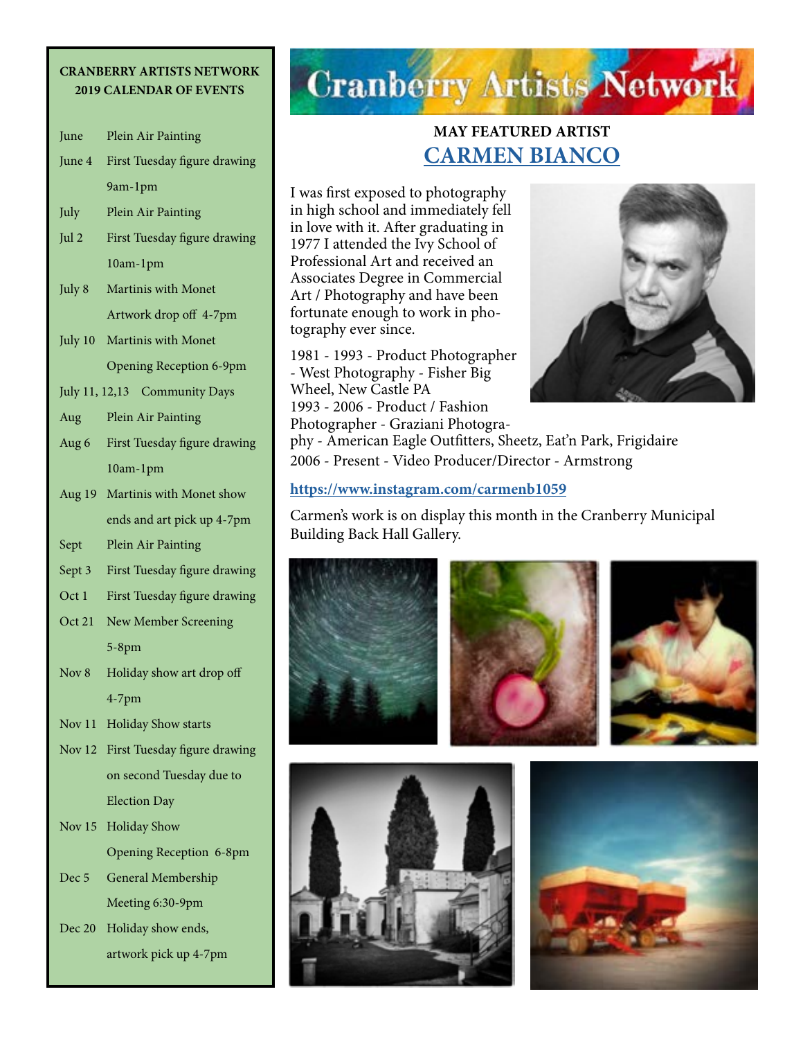**CRANBERRY ARTISTS NETWORK**
**2019 CALENDAR OF EVENTS**

| | |
|---|---|
| June | Plein Air Painting |
| June 4 | First Tuesday figure drawing 9am-1pm |
| July | Plein Air Painting |
| Jul 2 | First Tuesday figure drawing 10am-1pm |
| July 8 | Martinis with Monet Artwork drop off 4-7pm |
| July 10 | Martinis with Monet Opening Reception 6-9pm |
| July 11, 12,13 | Community Days |
| Aug | Plein Air Painting |
| Aug 6 | First Tuesday figure drawing 10am-1pm |
| Aug 19 | Martinis with Monet show ends and art pick up 4-7pm |
| Sept | Plein Air Painting |
| Sept 3 | First Tuesday figure drawing |
| Oct 1 | First Tuesday figure drawing |
| Oct 21 | New Member Screening 5-8pm |
| Nov 8 | Holiday show art drop off 4-7pm |
| Nov 11 | Holiday Show starts |
| Nov 12 | First Tuesday figure drawing on second Tuesday due to Election Day |
| Nov 15 | Holiday Show Opening Reception 6-8pm |
| Dec 5 | General Membership Meeting 6:30-9pm |
| Dec 20 | Holiday show ends, artwork pick up 4-7pm |

# Cranberry Artists Network

## MAY FEATURED ARTIST
## CARMEN BIANCO

I was first exposed to photography in high school and immediately fell in love with it. After graduating in 1977 I attended the Ivy School of Professional Art and received an Associates Degree in Commercial Art / Photography and have been fortunate enough to work in photography ever since.

1981 - 1993 - Product Photographer - West Photography - Fisher Big Wheel, New Castle PA
1993 - 2006 - Product / Fashion Photographer - Graziani Photography - American Eagle Outfitters, Sheetz, Eat'n Park, Frigidaire
2006 - Present - Video Producer/Director - Armstrong

**https://www.instagram.com/carmenb1059**

Carmen's work is on display this month in the Cranberry Municipal Building Back Hall Gallery.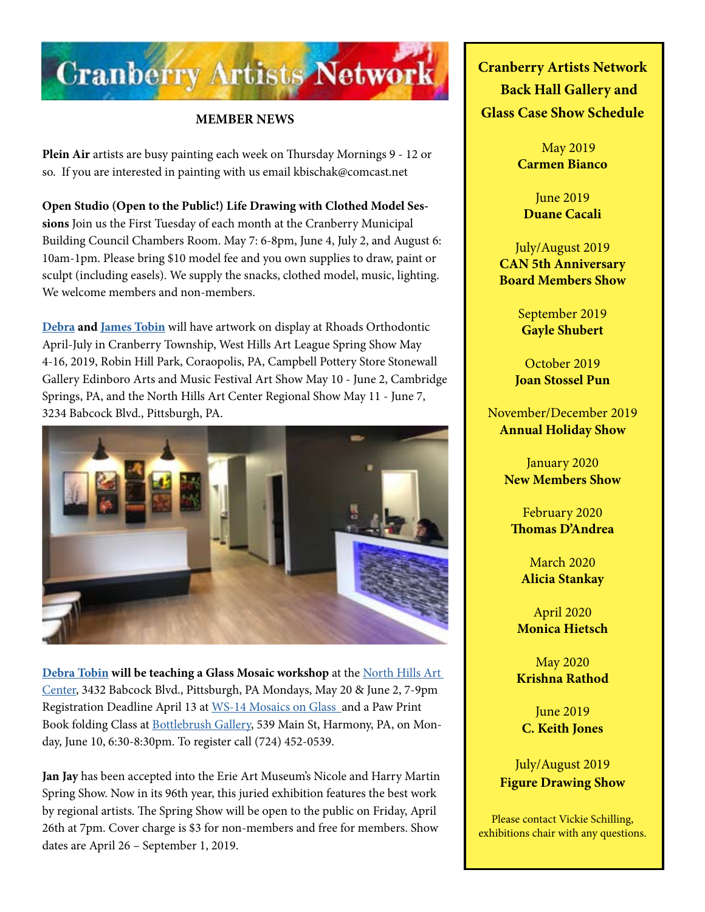# Cranberry Artists Network

## MEMBER NEWS

**Plein Air** artists are busy painting each week on Thursday Mornings 9 - 12 or so. If you are interested in painting with us email kbischak@comcast.net

**Open Studio (Open to the Public!) Life Drawing with Clothed Model Sessions** Join us the First Tuesday of each month at the Cranberry Municipal Building Council Chambers Room. May 7: 6-8pm, June 4, July 2, and August 6: 10am-1pm. Please bring $10 model fee and you own supplies to draw, paint or sculpt (including easels). We supply the snacks, clothed model, music, lighting. We welcome members and non-members.

**Debra and James Tobin** will have artwork on display at Rhoads Orthodontic April-July in Cranberry Township, West Hills Art League Spring Show May 4-16, 2019, Robin Hill Park, Coraopolis, PA, Campbell Pottery Store Stonewall Gallery Edinboro Arts and Music Festival Art Show May 10 - June 2, Cambridge Springs, PA, and the North Hills Art Center Regional Show May 11 - June 7, 3234 Babcock Blvd., Pittsburgh, PA.

**Debra Tobin will be teaching a Glass Mosaic workshop** at the North Hills Art Center, 3432 Babcock Blvd., Pittsburgh, PA Mondays, May 20 & June 2, 7-9pm Registration Deadline April 13 at WS-14 Mosaics on Glass and a Paw Print Book folding Class at Bottlebrush Gallery, 539 Main St, Harmony, PA, on Monday, June 10, 6:30-8:30pm. To register call (724) 452-0539.

**Jan Jay** has been accepted into the Erie Art Museum's Nicole and Harry Martin Spring Show. Now in its 96th year, this juried exhibition features the best work by regional artists. The Spring Show will be open to the public on Friday, April 26th at 7pm. Cover charge is $3 for non-members and free for members. Show dates are April 26 – September 1, 2019.

## Cranberry Artists Network Back Hall Gallery and Glass Case Show Schedule

May 2019
**Carmen Bianco**

June 2019
**Duane Cacali**

July/August 2019
**CAN 5th Anniversary Board Members Show**

September 2019
**Gayle Shubert**

October 2019
**Joan Stossel Pun**

November/December 2019
**Annual Holiday Show**

January 2020
**New Members Show**

February 2020
**Thomas D'Andrea**

March 2020
**Alicia Stankay**

April 2020
**Monica Hietsch**

May 2020
**Krishna Rathod**

June 2019
**C. Keith Jones**

July/August 2019
**Figure Drawing Show**

Please contact Vickie Schilling, exhibitions chair with any questions.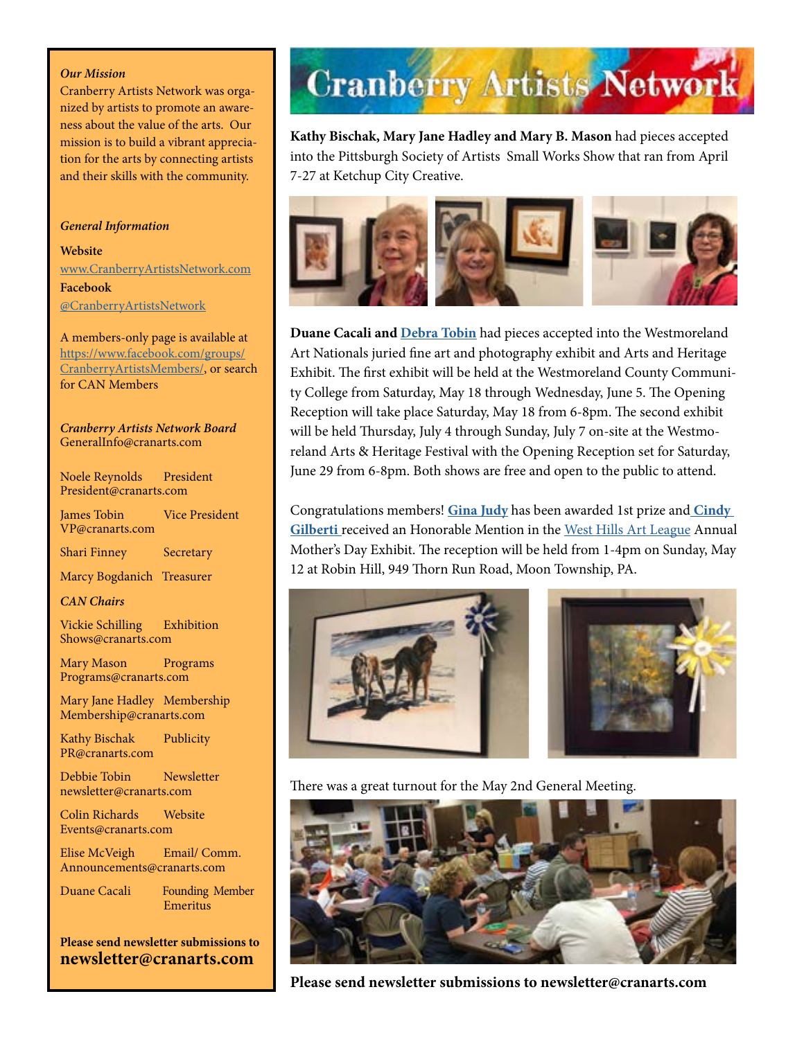# Cranberry Artists Network

**Kathy Bischak, Mary Jane Hadley and Mary B. Mason** had pieces accepted into the Pittsburgh Society of Artists Small Works Show that ran from April 7-27 at Ketchup City Creative.

**Duane Cacali and Debra Tobin** had pieces accepted into the Westmoreland Art Nationals juried fine art and photography exhibit and Arts and Heritage Exhibit. The first exhibit will be held at the Westmoreland County Community College from Saturday, May 18 through Wednesday, June 5. The Opening Reception will take place Saturday, May 18 from 6-8pm. The second exhibit will be held Thursday, July 4 through Sunday, July 7 on-site at the Westmoreland Arts & Heritage Festival with the Opening Reception set for Saturday, June 29 from 6-8pm. Both shows are free and open to the public to attend.

Congratulations members! **Gina Judy** has been awarded 1st prize and **Cindy Gilberti** received an Honorable Mention in the West Hills Art League Annual Mother's Day Exhibit. The reception will be held from 1-4pm on Sunday, May 12 at Robin Hill, 949 Thorn Run Road, Moon Township, PA.

There was a great turnout for the May 2nd General Meeting.

**Please send newsletter submissions to newsletter@cranarts.com**

***Our Mission***

Cranberry Artists Network was organized by artists to promote an awareness about the value of the arts. Our mission is to build a vibrant appreciation for the arts by connecting artists and their skills with the community.

***General Information***

**Website**
www.CranberryArtistsNetwork.com
**Facebook**
@CranberryArtistsNetwork

A members-only page is available at https://www.facebook.com/groups/CranberryArtistsMembers/, or search for CAN Members

***Cranberry Artists Network Board***
GeneralInfo@cranarts.com

Noele Reynolds — President
President@cranarts.com

James Tobin — Vice President
VP@cranarts.com

Shari Finney — Secretary

Marcy Bogdanich — Treasurer

***CAN Chairs***

Vickie Schilling — Exhibition
Shows@cranarts.com

Mary Mason — Programs
Programs@cranarts.com

Mary Jane Hadley — Membership
Membership@cranarts.com

Kathy Bischak — Publicity
PR@cranarts.com

Debbie Tobin — Newsletter
newsletter@cranarts.com

Colin Richards — Website
Events@cranarts.com

Elise McVeigh — Email/ Comm.
Announcements@cranarts.com

Duane Cacali — Founding Member Emeritus

**Please send newsletter submissions to newsletter@cranarts.com**